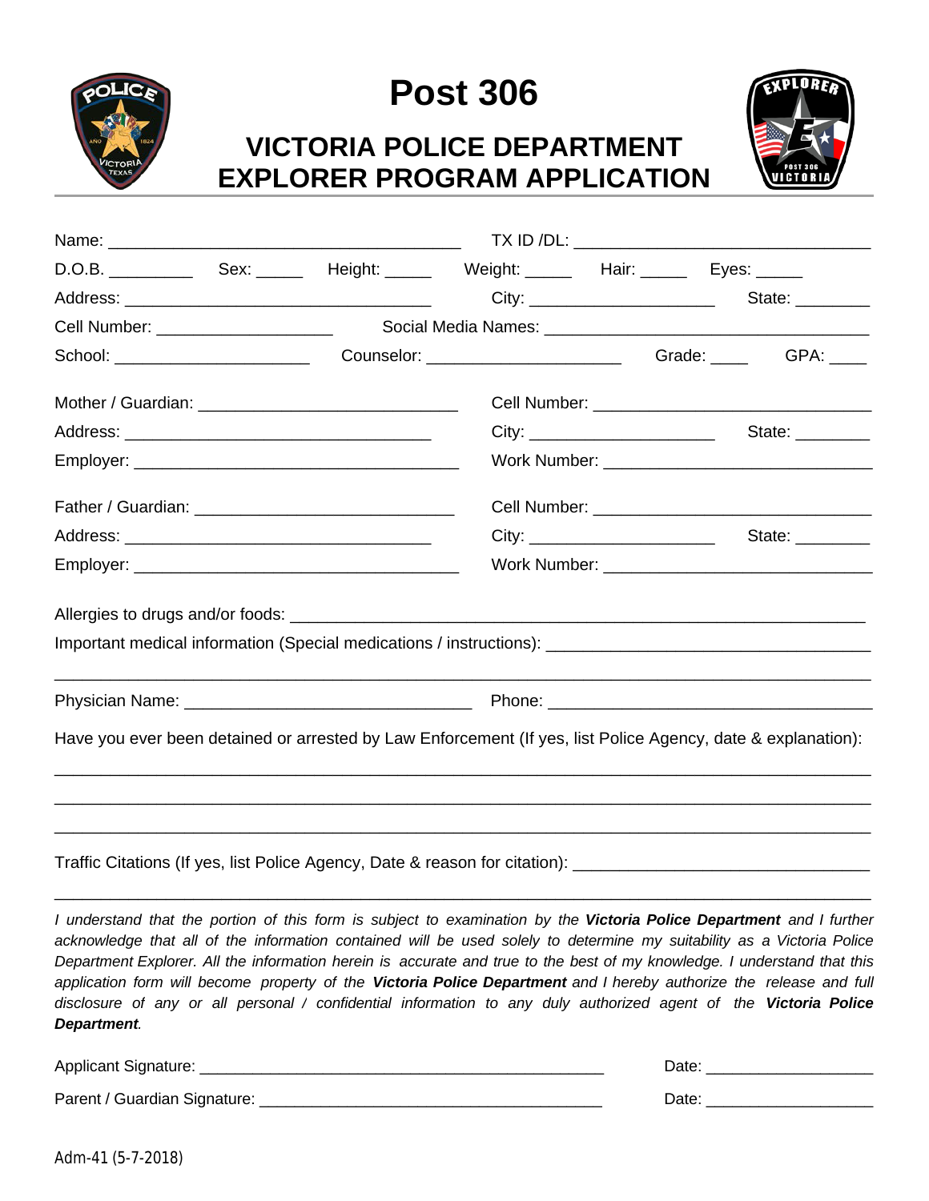# Post 306

## VICTORIA POLICE DEPARTMENT EXPLORER PROGRAM APPLICATION

Name: ______________________________________ TX ID /DL: _________________________________

D.O.B. _________ Sex: _____ Height: _____ Weight: _____ Hair: _____ Eyes: _____

Address: __________________________________ City: ____________________ State: ________

Cell Number: ___________________ Social Media Names: ___________________________________

School: _____________________ Counselor: _____________________ Grade: ____ GPA: ____

Mother / Guardian: _____________________________ Cell Number: ______________________________

Address: __________________________________ City: ____________________ State: ________

Employer: _____________________________________ Work Number: _____________________________

Father / Guardian: ____________________________ Cell Number: ______________________________

Address: __________________________________ City: ____________________ State: ________

Employer: _____________________________________ Work Number: _____________________________

Allergies to drugs and/or foods: ________________________________________________________________

Important medical information (Special medications / instructions): ____________________________________

__________________________________________________________________________________________

Physician Name: ________________________________ Phone: ____________________________________

Have you ever been detained or arrested by Law Enforcement (If yes, list Police Agency, date & explanation):

__________________________________________________________________________________________

__________________________________________________________________________________________

__________________________________________________________________________________________

Traffic Citations (If yes, list Police Agency, Date & reason for citation): _______________________________

__________________________________________________________________________________________

*I understand that the portion of this form is subject to examination by the **Victoria Police Department** and I further acknowledge that all of the information contained will be used solely to determine my suitability as a Victoria Police Department Explorer. All the information herein is accurate and true to the best of my knowledge. I understand that this application form will become property of the **Victoria Police Department** and I hereby authorize the release and full disclosure of any or all personal / confidential information to any duly authorized agent of the **Victoria Police Department**.*

Applicant Signature: ______________________________________________ Date: ___________________

Parent / Guardian Signature: _______________________________________ Date: ___________________

Adm-41 (5-7-2018)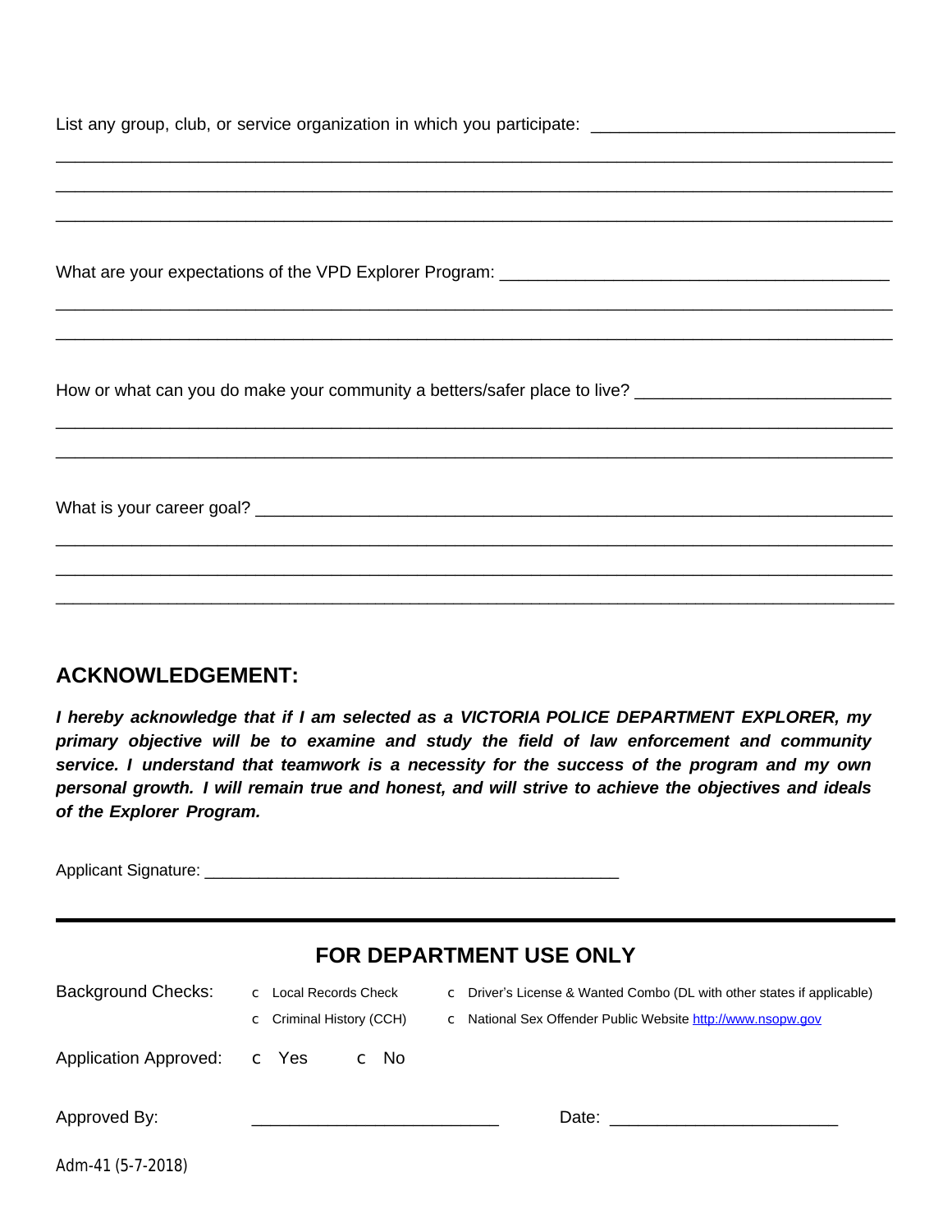List any group, club, or service organization in which you participate: ________________________________

____________________________________________________________________________________

____________________________________________________________________________________

____________________________________________________________________________________

What are your expectations of the VPD Explorer Program: ___________________________________________

____________________________________________________________________________________

____________________________________________________________________________________

How or what can you do make your community a betters/safer place to live? ___________________________

____________________________________________________________________________________

____________________________________________________________________________________

What is your career goal? ______________________________________________________________

____________________________________________________________________________________

____________________________________________________________________________________

____________________________________________________________________________________

## ACKNOWLEDGEMENT:

***I hereby acknowledge that if I am selected as a VICTORIA POLICE DEPARTMENT EXPLORER, my primary objective will be to examine and study the field of law enforcement and community service. I understand that teamwork is a necessity for the success of the program and my own personal growth. I will remain true and honest, and will strive to achieve the objectives and ideals of the Explorer Program.***

Applicant Signature: _______________________________________________

---

## FOR DEPARTMENT USE ONLY

Background Checks:
- ☐ Local Records Check
- ☐ Criminal History (CCH)
- ☐ Driver's License & Wanted Combo (DL with other states if applicable)
- ☐ National Sex Offender Public Website http://www.nsopw.gov

Application Approved: ☐ Yes ☐ No

Approved By: ___________________________ Date: ________________________

Adm-41 (5-7-2018)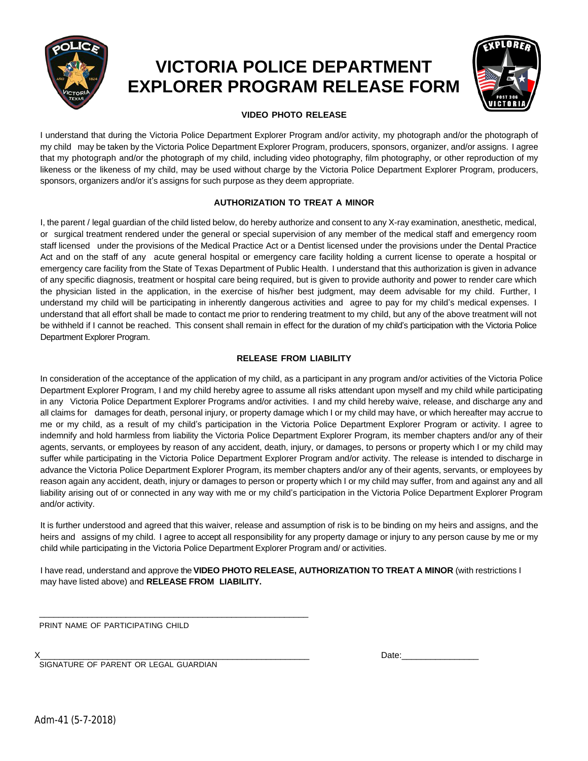# VICTORIA POLICE DEPARTMENT EXPLORER PROGRAM RELEASE FORM

### VIDEO PHOTO RELEASE

I understand that during the Victoria Police Department Explorer Program and/or activity, my photograph and/or the photograph of my child may be taken by the Victoria Police Department Explorer Program, producers, sponsors, organizer, and/or assigns. I agree that my photograph and/or the photograph of my child, including video photography, film photography, or other reproduction of my likeness or the likeness of my child, may be used without charge by the Victoria Police Department Explorer Program, producers, sponsors, organizers and/or it's assigns for such purpose as they deem appropriate.

### AUTHORIZATION TO TREAT A MINOR

I, the parent / legal guardian of the child listed below, do hereby authorize and consent to any X-ray examination, anesthetic, medical, or surgical treatment rendered under the general or special supervision of any member of the medical staff and emergency room staff licensed under the provisions of the Medical Practice Act or a Dentist licensed under the provisions under the Dental Practice Act and on the staff of any acute general hospital or emergency care facility holding a current license to operate a hospital or emergency care facility from the State of Texas Department of Public Health. I understand that this authorization is given in advance of any specific diagnosis, treatment or hospital care being required, but is given to provide authority and power to render care which the physician listed in the application, in the exercise of his/her best judgment, may deem advisable for my child. Further, I understand my child will be participating in inherently dangerous activities and agree to pay for my child's medical expenses. I understand that all effort shall be made to contact me prior to rendering treatment to my child, but any of the above treatment will not be withheld if I cannot be reached. This consent shall remain in effect for the duration of my child's participation with the Victoria Police Department Explorer Program.

### RELEASE FROM LIABILITY

In consideration of the acceptance of the application of my child, as a participant in any program and/or activities of the Victoria Police Department Explorer Program, I and my child hereby agree to assume all risks attendant upon myself and my child while participating in any Victoria Police Department Explorer Programs and/or activities. I and my child hereby waive, release, and discharge any and all claims for damages for death, personal injury, or property damage which I or my child may have, or which hereafter may accrue to me or my child, as a result of my child's participation in the Victoria Police Department Explorer Program or activity. I agree to indemnify and hold harmless from liability the Victoria Police Department Explorer Program, its member chapters and/or any of their agents, servants, or employees by reason of any accident, death, injury, or damages, to persons or property which I or my child may suffer while participating in the Victoria Police Department Explorer Program and/or activity. The release is intended to discharge in advance the Victoria Police Department Explorer Program, its member chapters and/or any of their agents, servants, or employees by reason again any accident, death, injury or damages to person or property which I or my child may suffer, from and against any and all liability arising out of or connected in any way with me or my child's participation in the Victoria Police Department Explorer Program and/or activity.

It is further understood and agreed that this waiver, release and assumption of risk is to be binding on my heirs and assigns, and the heirs and assigns of my child. I agree to accept all responsibility for any property damage or injury to any person cause by me or my child while participating in the Victoria Police Department Explorer Program and/ or activities.

I have read, understand and approve the **VIDEO PHOTO RELEASE, AUTHORIZATION TO TREAT A MINOR** (with restrictions I may have listed above) and **RELEASE FROM LIABILITY.**

\_\_\_\_\_\_\_\_\_\_\_\_\_\_\_\_\_\_\_\_\_\_\_\_\_\_\_\_\_\_\_\_\_\_\_\_\_\_\_\_\_\_\_\_\_\_\_\_\_\_\_\_\_\_\_\_\_
PRINT NAME OF PARTICIPATING CHILD

X\_\_\_\_\_\_\_\_\_\_\_\_\_\_\_\_\_\_\_\_\_\_\_\_\_\_\_\_\_\_\_\_\_\_\_\_\_\_\_\_\_\_\_\_\_\_\_\_\_\_\_\_\_\_\_\_ Date:\_\_\_\_\_\_\_\_\_\_\_\_\_\_\_\_
SIGNATURE OF PARENT OR LEGAL GUARDIAN

Adm-41 (5-7-2018)